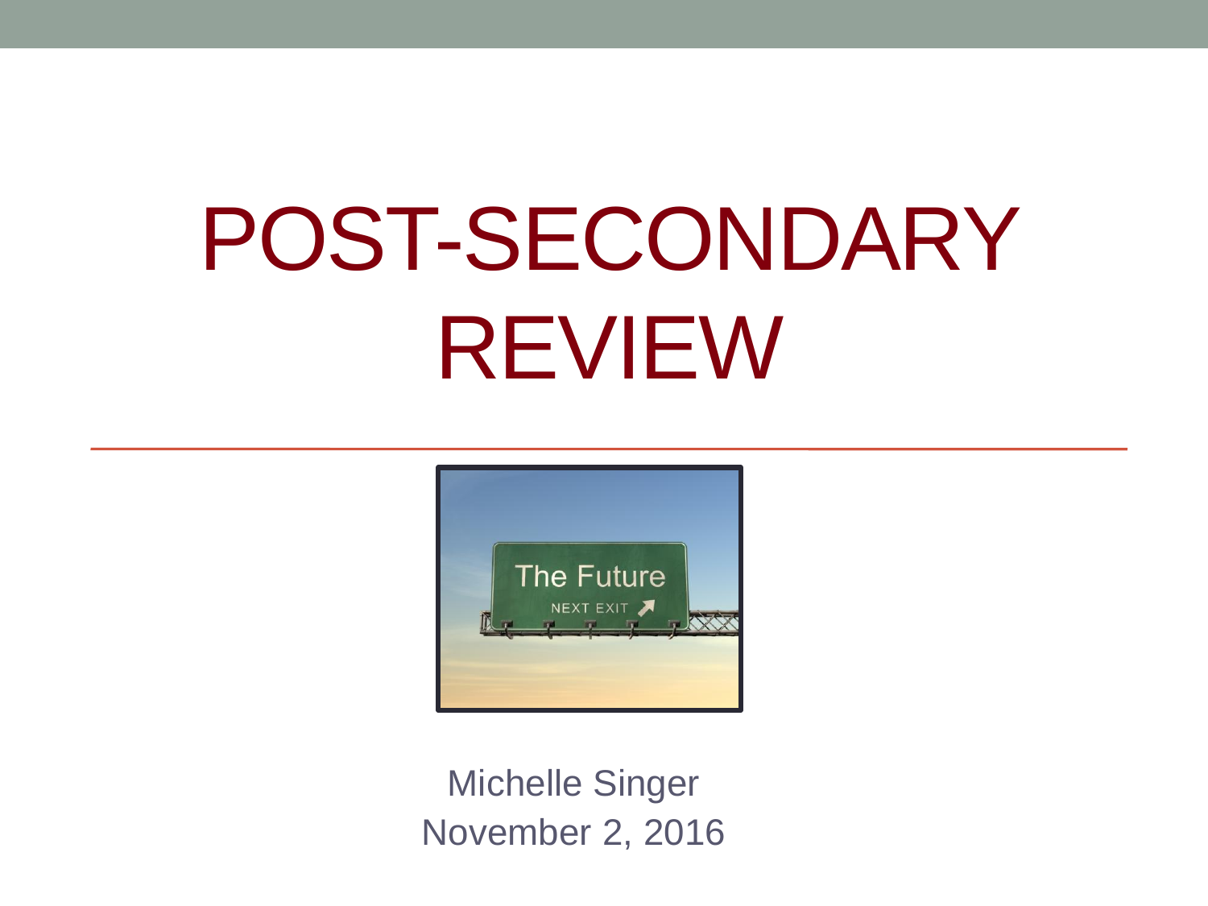# POST-SECONDARY REVIEW

Michelle Singer
November 2, 2016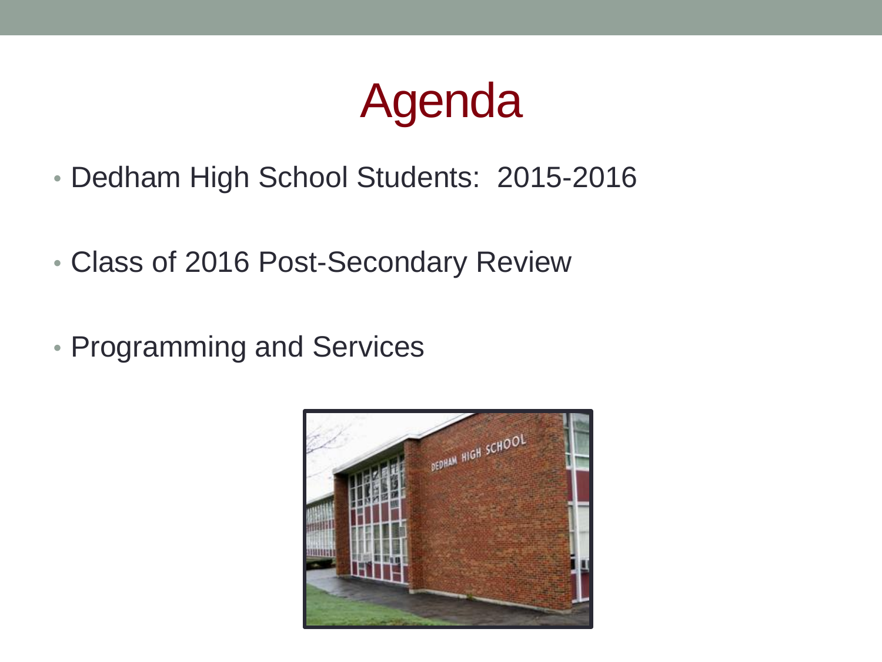# Agenda

- Dedham High School Students: 2015-2016
- Class of 2016 Post-Secondary Review
- Programming and Services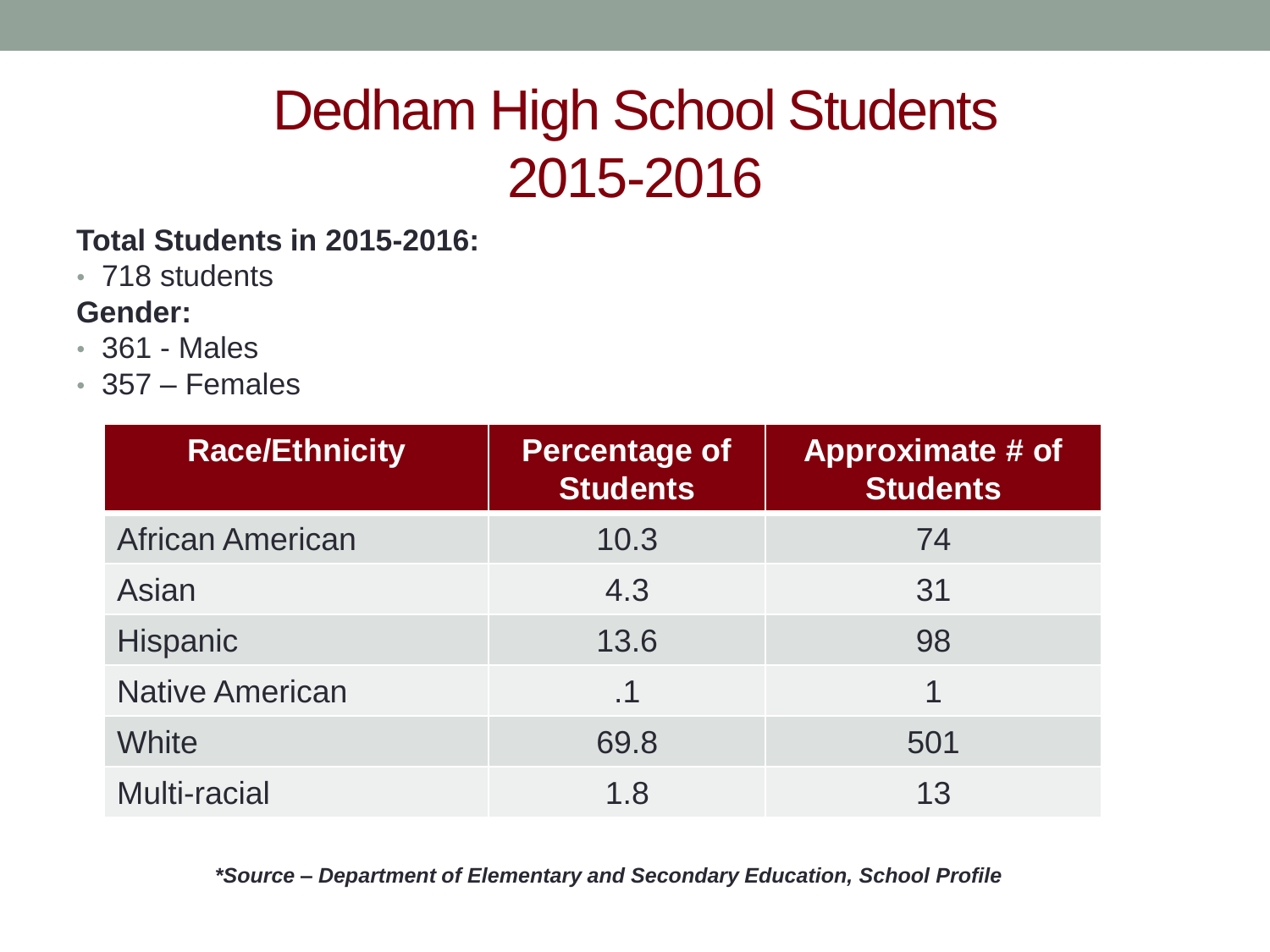# Dedham High School Students 2015-2016

**Total Students in 2015-2016:**

- 718 students

**Gender:**

- 361 - Males
- 357 – Females

| Race/Ethnicity | Percentage of Students | Approximate # of Students |
|---|---|---|
| African American | 10.3 | 74 |
| Asian | 4.3 | 31 |
| Hispanic | 13.6 | 98 |
| Native American | .1 | 1 |
| White | 69.8 | 501 |
| Multi-racial | 1.8 | 13 |

***Source – Department of Elementary and Secondary Education, School Profile***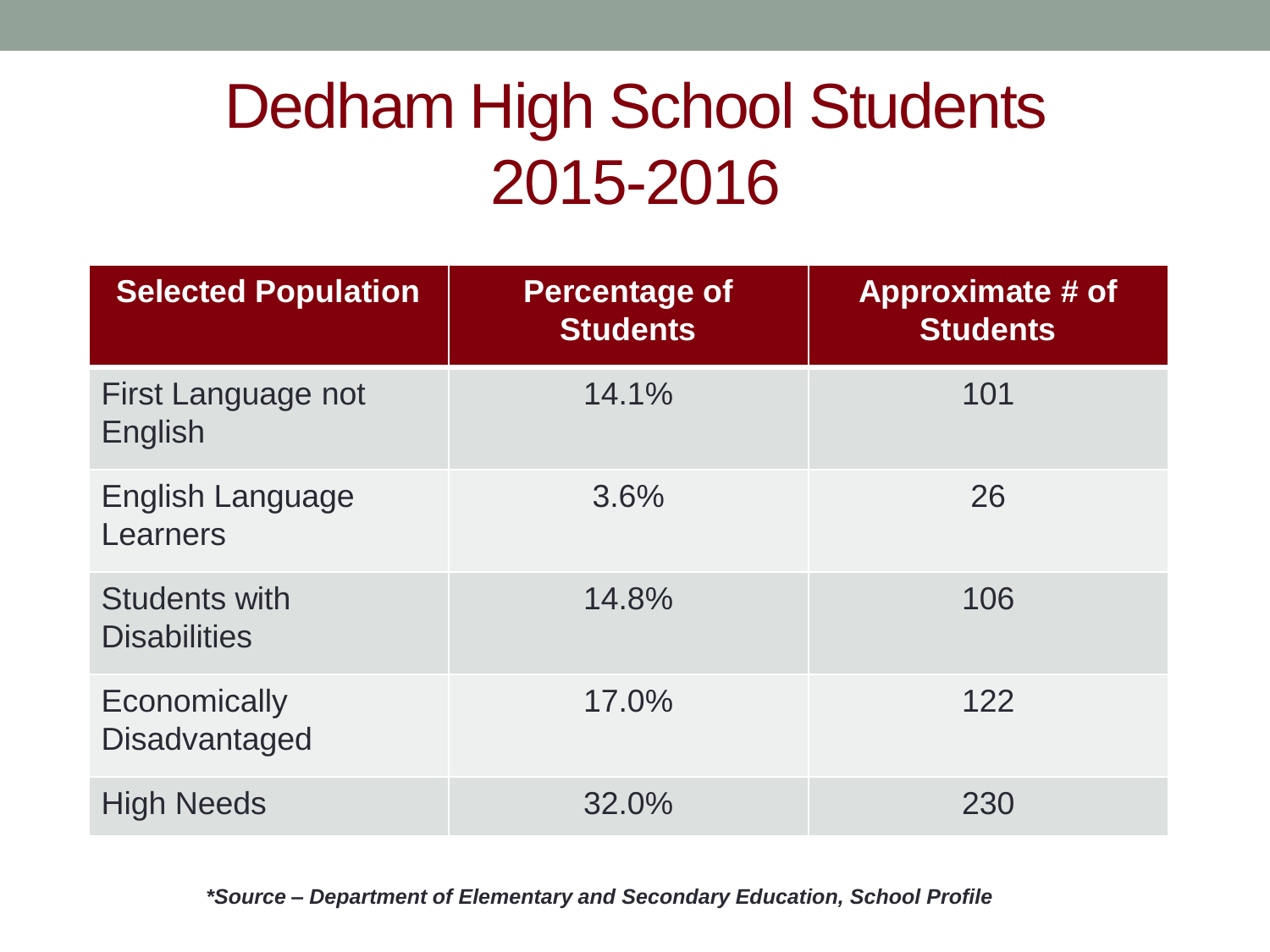# Dedham High School Students 2015-2016

| Selected Population | Percentage of Students | Approximate # of Students |
|---|---|---|
| First Language not English | 14.1% | 101 |
| English Language Learners | 3.6% | 26 |
| Students with Disabilities | 14.8% | 106 |
| Economically Disadvantaged | 17.0% | 122 |
| High Needs | 32.0% | 230 |

***Source – Department of Elementary and Secondary Education, School Profile***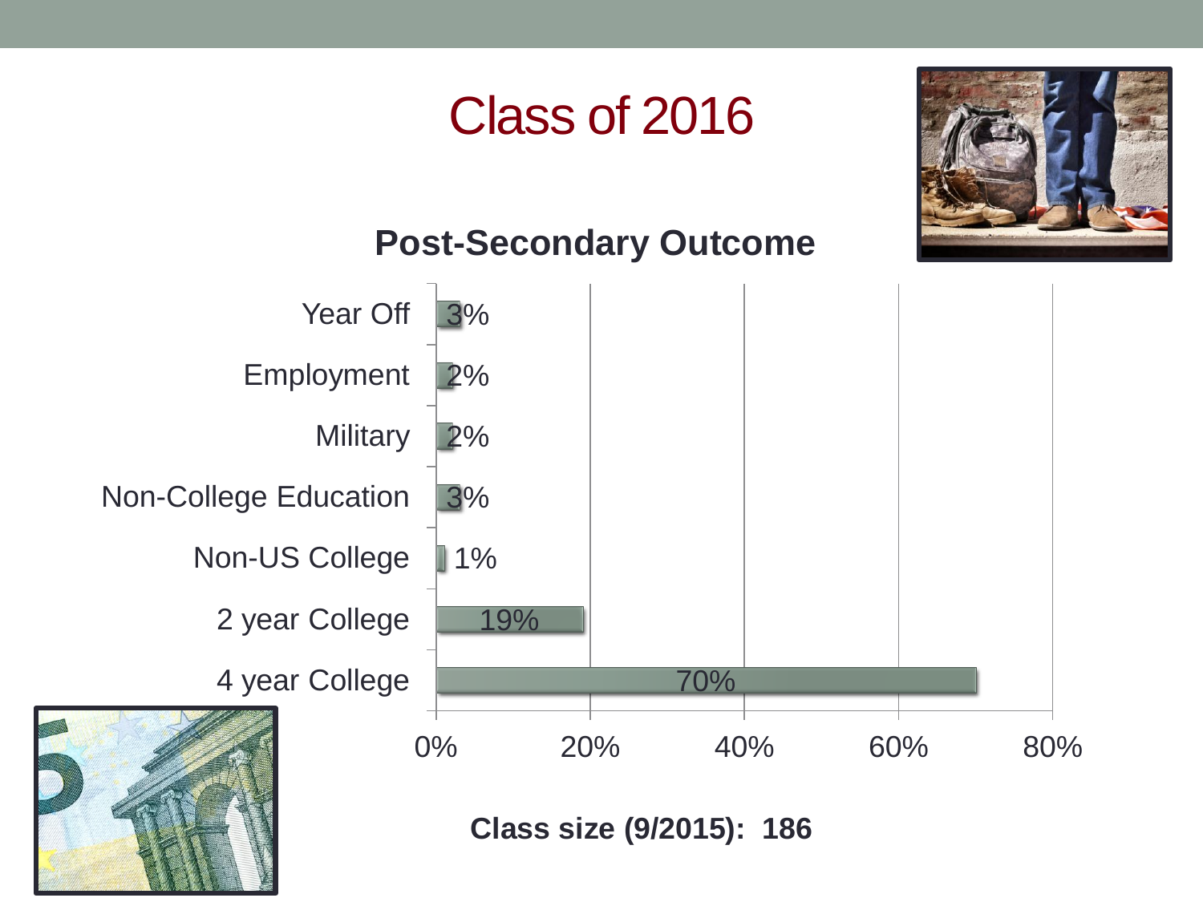# Class of 2016

## Post-Secondary Outcome

| Outcome | Percentage |
|---|---|
| Year Off | 3% |
| Employment | 2% |
| Military | 2% |
| Non-College Education | 3% |
| Non-US College | 1% |
| 2 year College | 19% |
| 4 year College | 70% |

**Class size (9/2015): 186**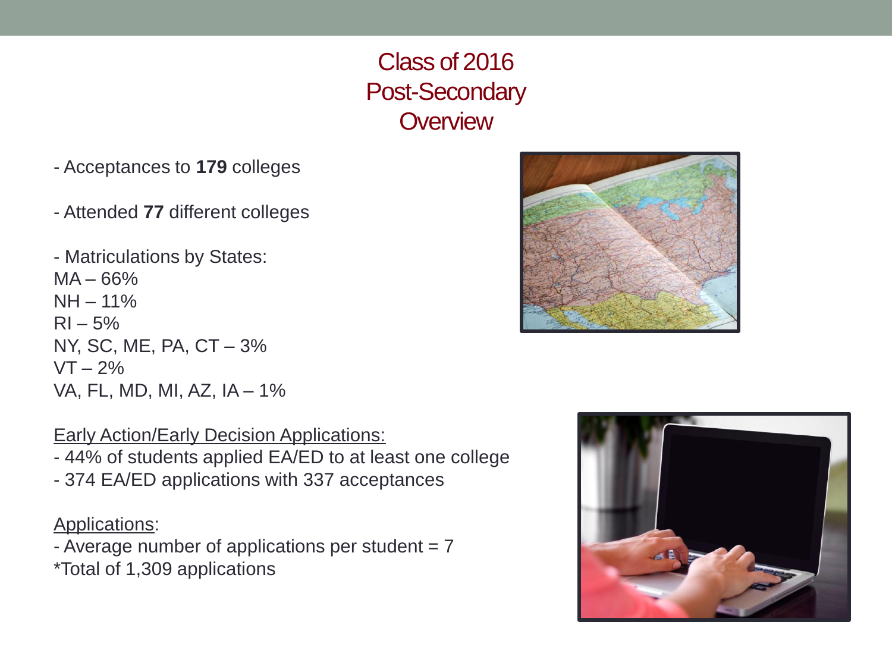# Class of 2016 Post-Secondary Overview

- Acceptances to **179** colleges

- Attended **77** different colleges

- Matriculations by States:

MA – 66%
NH – 11%
RI – 5%
NY, SC, ME, PA, CT – 3%
VT – 2%
VA, FL, MD, MI, AZ, IA – 1%

<u>Early Action/Early Decision Applications:</u>

- 44% of students applied EA/ED to at least one college
- 374 EA/ED applications with 337 acceptances

<u>Applications</u>:

- Average number of applications per student = 7

*Total of 1,309 applications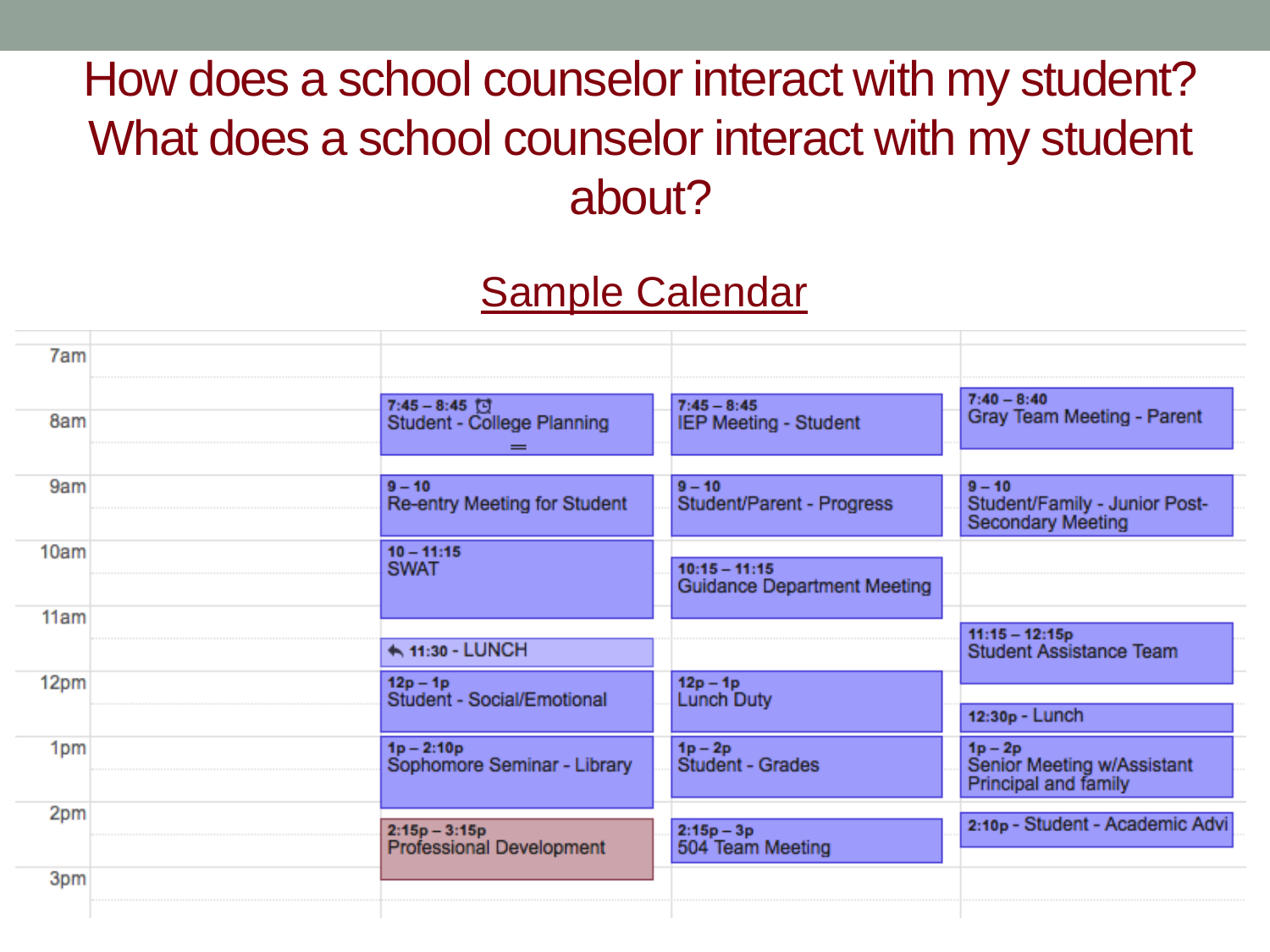# How does a school counselor interact with my student? What does a school counselor interact with my student about?

## Sample Calendar

| Time | Day 1 | Day 2 | Day 3 | Day 4 |
|---|---|---|---|---|
| 7am | | | | 7:40 – 8:40 Gray Team Meeting - Parent |
| 8am | | 7:45 – 8:45 Student - College Planning | 7:45 – 8:45 IEP Meeting - Student | |
| 9am | | 9 – 10 Re-entry Meeting for Student | 9 – 10 Student/Parent - Progress | 9 – 10 Student/Family - Junior Post-Secondary Meeting |
| 10am | | 10 – 11:15 SWAT | 10:15 – 11:15 Guidance Department Meeting | |
| 11am | | 11:30 - LUNCH | | 11:15 – 12:15p Student Assistance Team |
| 12pm | | 12p – 1p Student - Social/Emotional | 12p – 1p Lunch Duty | 12:30p - Lunch |
| 1pm | | 1p – 2:10p Sophomore Seminar - Library | 1p – 2p Student - Grades | 1p – 2p Senior Meeting w/Assistant Principal and family |
| 2pm | | 2:15p – 3:15p Professional Development | 2:15p – 3p 504 Team Meeting | 2:10p - Student - Academic Advi |
| 3pm | | | | |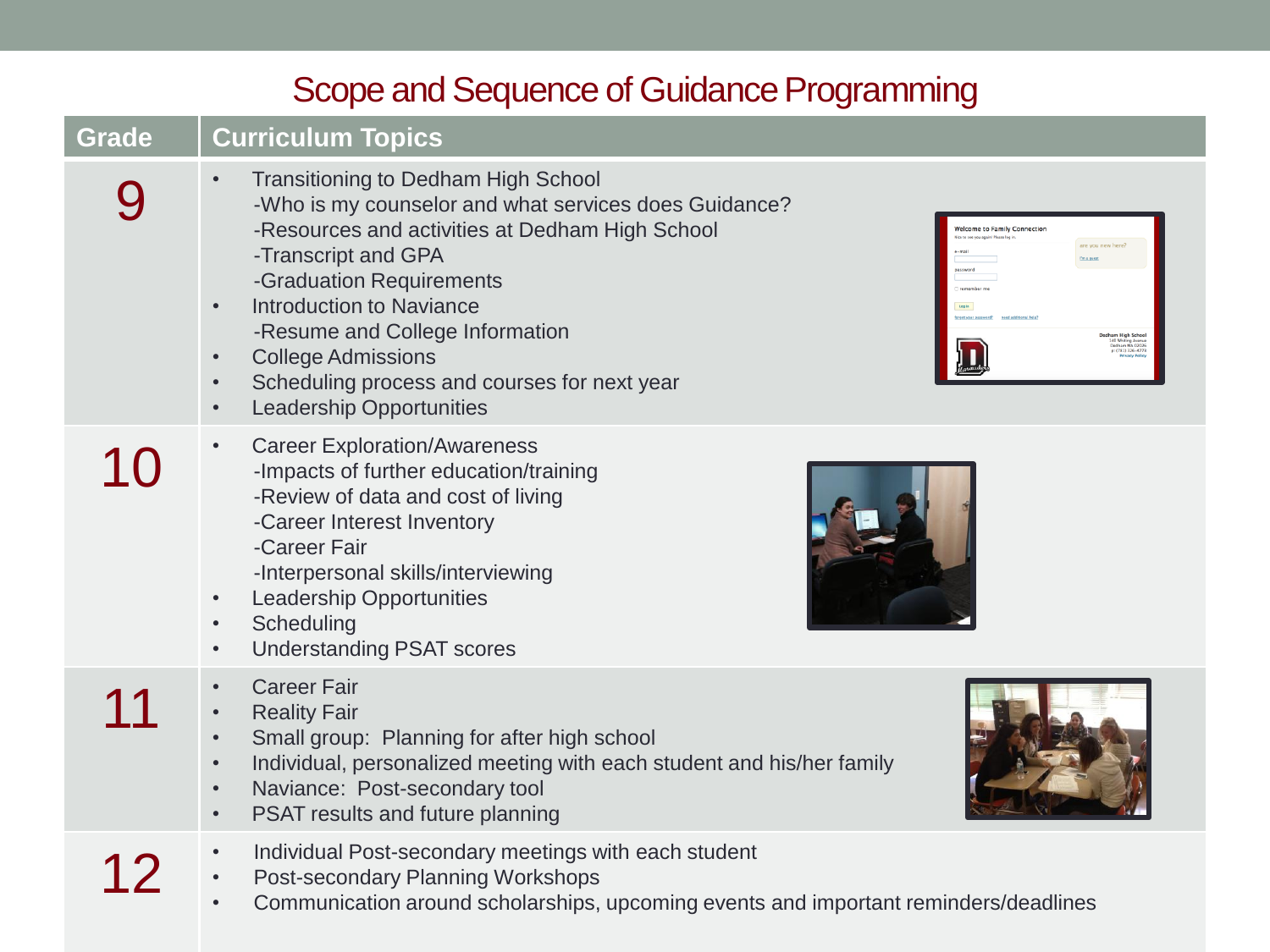# Scope and Sequence of Guidance Programming

| Grade | Curriculum Topics |
|---|---|
| 9 | • Transitioning to Dedham High School<br>-Who is my counselor and what services does Guidance?<br>-Resources and activities at Dedham High School<br>-Transcript and GPA<br>-Graduation Requirements<br>• Introduction to Naviance<br>-Resume and College Information<br>• College Admissions<br>• Scheduling process and courses for next year<br>• Leadership Opportunities |
| 10 | • Career Exploration/Awareness<br>-Impacts of further education/training<br>-Review of data and cost of living<br>-Career Interest Inventory<br>-Career Fair<br>-Interpersonal skills/interviewing<br>• Leadership Opportunities<br>• Scheduling<br>• Understanding PSAT scores |
| 11 | • Career Fair<br>• Reality Fair<br>• Small group: Planning for after high school<br>• Individual, personalized meeting with each student and his/her family<br>• Naviance: Post-secondary tool<br>• PSAT results and future planning |
| 12 | • Individual Post-secondary meetings with each student<br>• Post-secondary Planning Workshops<br>• Communication around scholarships, upcoming events and important reminders/deadlines |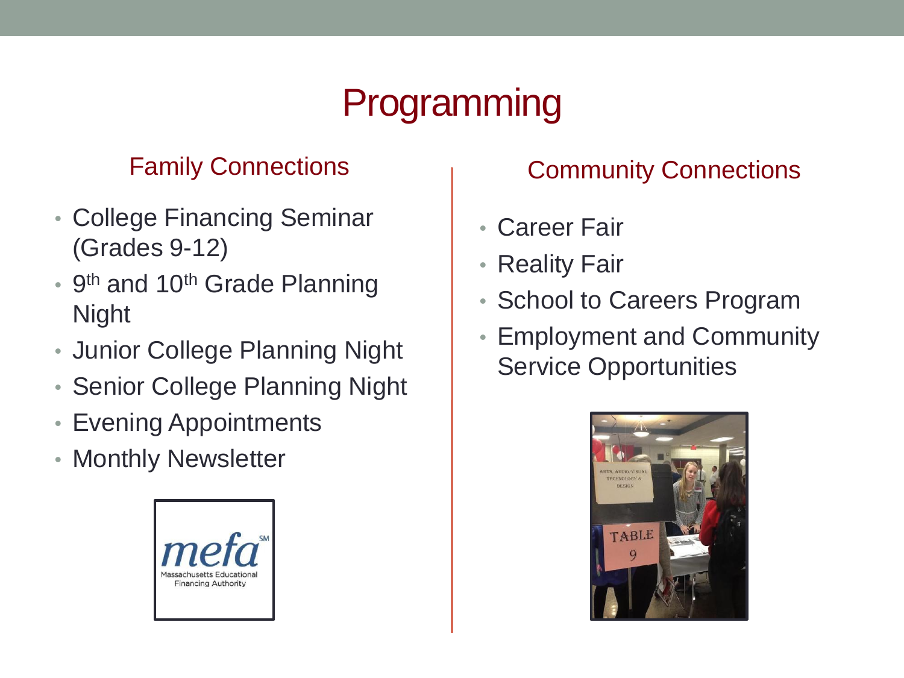# Programming

## Family Connections

- College Financing Seminar (Grades 9-12)
- 9th and 10th Grade Planning Night
- Junior College Planning Night
- Senior College Planning Night
- Evening Appointments
- Monthly Newsletter

## Community Connections

- Career Fair
- Reality Fair
- School to Careers Program
- Employment and Community Service Opportunities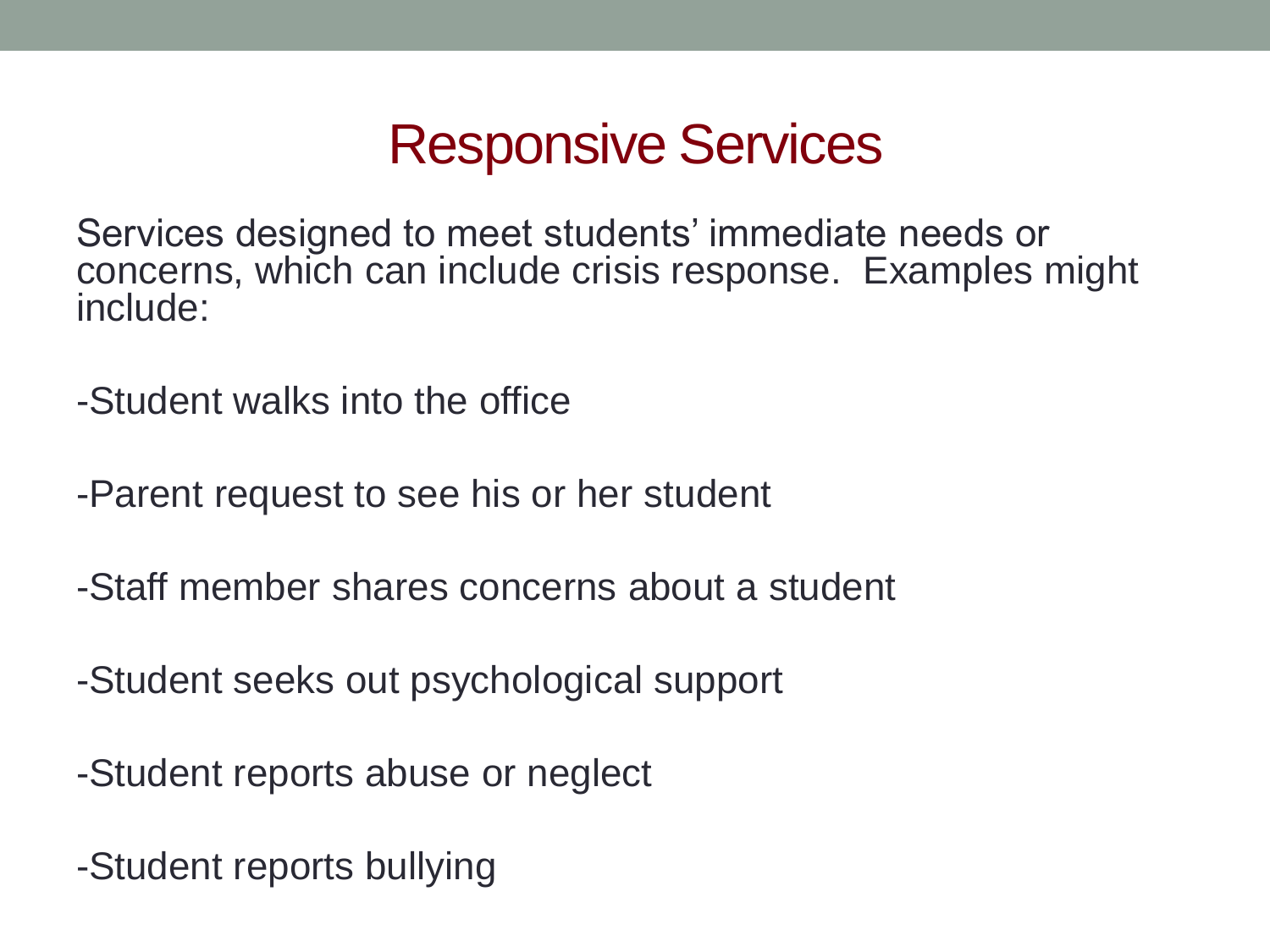# Responsive Services

Services designed to meet students' immediate needs or concerns, which can include crisis response. Examples might include:

-Student walks into the office

-Parent request to see his or her student

-Staff member shares concerns about a student

-Student seeks out psychological support

-Student reports abuse or neglect

-Student reports bullying